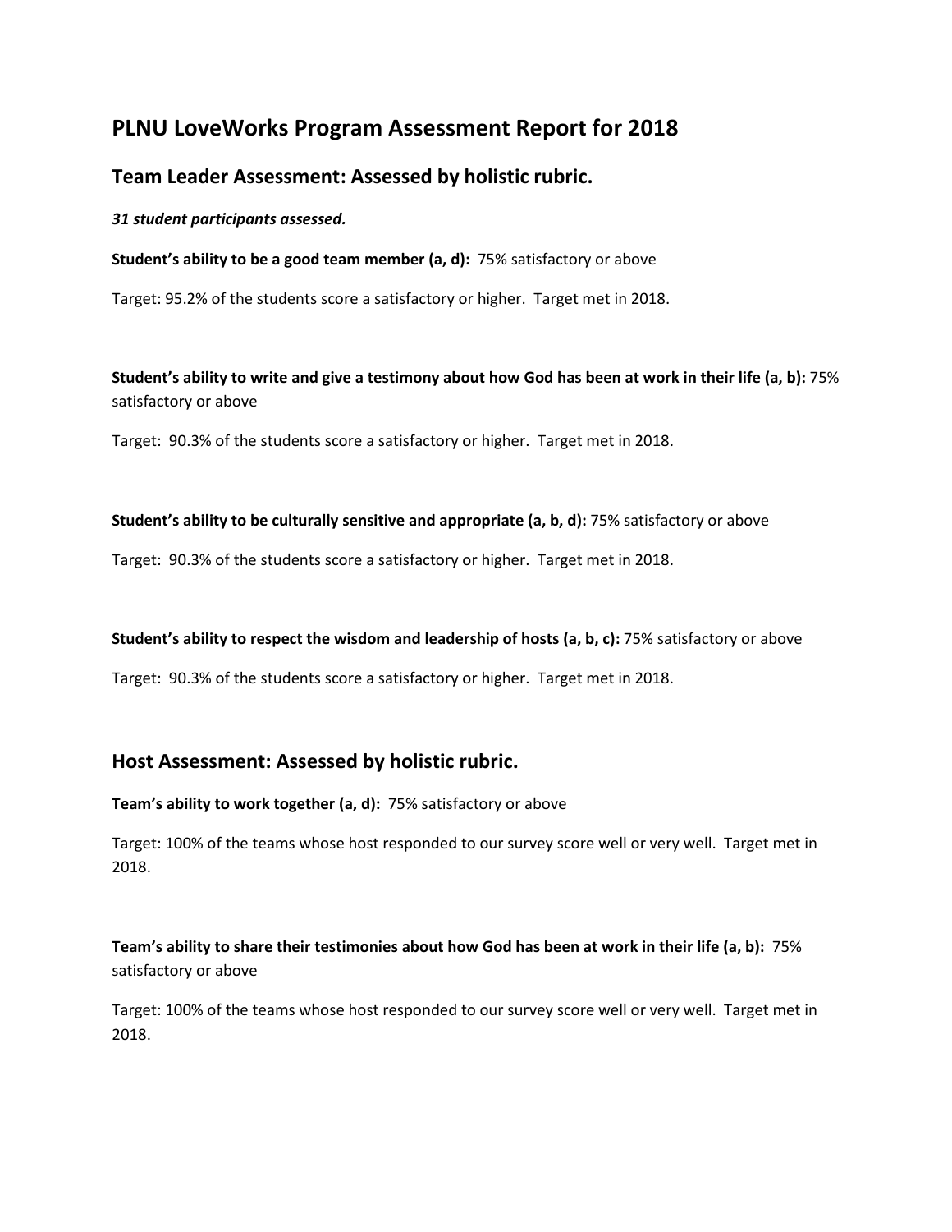# PLNU LoveWorks Program Assessment Report for 2018

## Team Leader Assessment: Assessed by holistic rubric.

***31 student participants assessed.***

**Student's ability to be a good team member (a, d):** 75% satisfactory or above

Target: 95.2% of the students score a satisfactory or higher. Target met in 2018.

**Student's ability to write and give a testimony about how God has been at work in their life (a, b):** 75% satisfactory or above

Target: 90.3% of the students score a satisfactory or higher. Target met in 2018.

**Student's ability to be culturally sensitive and appropriate (a, b, d):** 75% satisfactory or above

Target: 90.3% of the students score a satisfactory or higher. Target met in 2018.

**Student's ability to respect the wisdom and leadership of hosts (a, b, c):** 75% satisfactory or above

Target: 90.3% of the students score a satisfactory or higher. Target met in 2018.

## Host Assessment: Assessed by holistic rubric.

**Team's ability to work together (a, d):** 75% satisfactory or above

Target: 100% of the teams whose host responded to our survey score well or very well. Target met in 2018.

**Team's ability to share their testimonies about how God has been at work in their life (a, b):** 75% satisfactory or above

Target: 100% of the teams whose host responded to our survey score well or very well. Target met in 2018.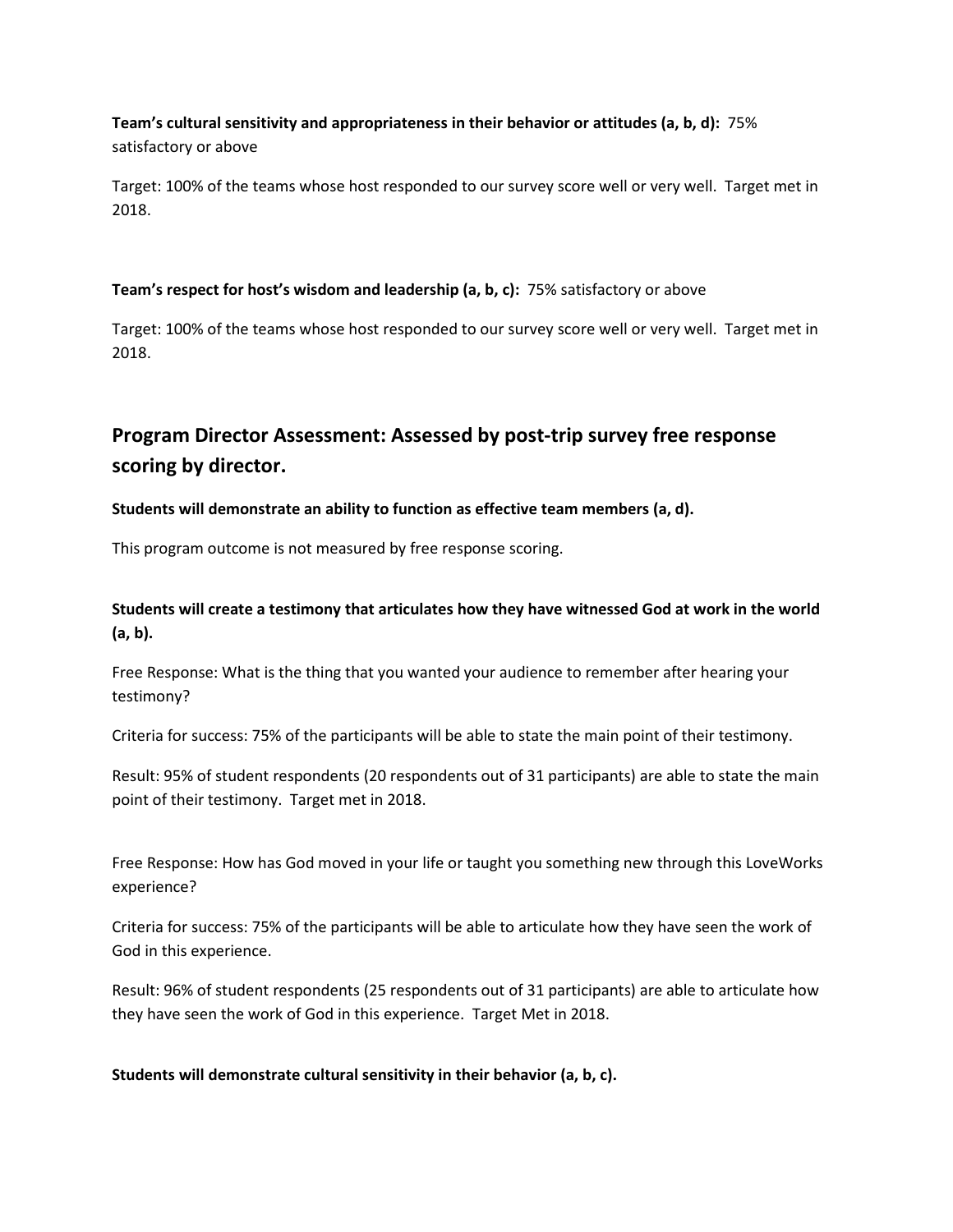**Team's cultural sensitivity and appropriateness in their behavior or attitudes (a, b, d):** 75% satisfactory or above

Target: 100% of the teams whose host responded to our survey score well or very well. Target met in 2018.

**Team's respect for host's wisdom and leadership (a, b, c):** 75% satisfactory or above

Target: 100% of the teams whose host responded to our survey score well or very well. Target met in 2018.

## Program Director Assessment: Assessed by post-trip survey free response scoring by director.

**Students will demonstrate an ability to function as effective team members (a, d).**

This program outcome is not measured by free response scoring.

**Students will create a testimony that articulates how they have witnessed God at work in the world (a, b).**

Free Response: What is the thing that you wanted your audience to remember after hearing your testimony?

Criteria for success: 75% of the participants will be able to state the main point of their testimony.

Result: 95% of student respondents (20 respondents out of 31 participants) are able to state the main point of their testimony. Target met in 2018.

Free Response: How has God moved in your life or taught you something new through this LoveWorks experience?

Criteria for success: 75% of the participants will be able to articulate how they have seen the work of God in this experience.

Result: 96% of student respondents (25 respondents out of 31 participants) are able to articulate how they have seen the work of God in this experience. Target Met in 2018.

**Students will demonstrate cultural sensitivity in their behavior (a, b, c).**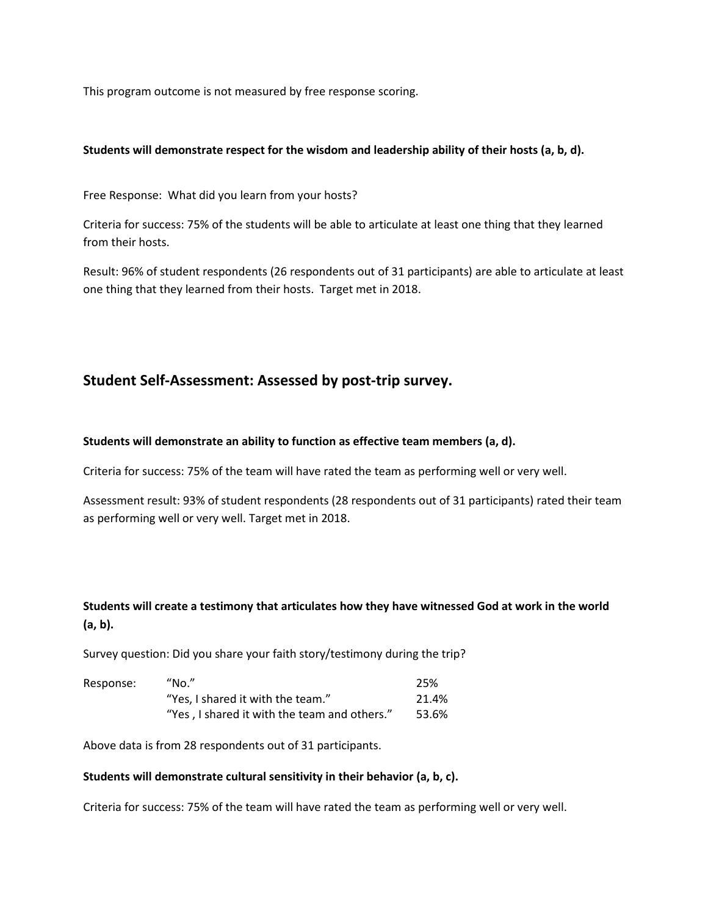This program outcome is not measured by free response scoring.

**Students will demonstrate respect for the wisdom and leadership ability of their hosts (a, b, d).**

Free Response: What did you learn from your hosts?

Criteria for success: 75% of the students will be able to articulate at least one thing that they learned from their hosts.

Result: 96% of student respondents (26 respondents out of 31 participants) are able to articulate at least one thing that they learned from their hosts. Target met in 2018.

## Student Self-Assessment: Assessed by post-trip survey.

**Students will demonstrate an ability to function as effective team members (a, d).**

Criteria for success: 75% of the team will have rated the team as performing well or very well.

Assessment result: 93% of student respondents (28 respondents out of 31 participants) rated their team as performing well or very well. Target met in 2018.

**Students will create a testimony that articulates how they have witnessed God at work in the world (a, b).**

Survey question: Did you share your faith story/testimony during the trip?

| Response: | | |
|---|---|---|
| | "No." | 25% |
| | "Yes, I shared it with the team." | 21.4% |
| | "Yes , I shared it with the team and others." | 53.6% |

Above data is from 28 respondents out of 31 participants.

**Students will demonstrate cultural sensitivity in their behavior (a, b, c).**

Criteria for success: 75% of the team will have rated the team as performing well or very well.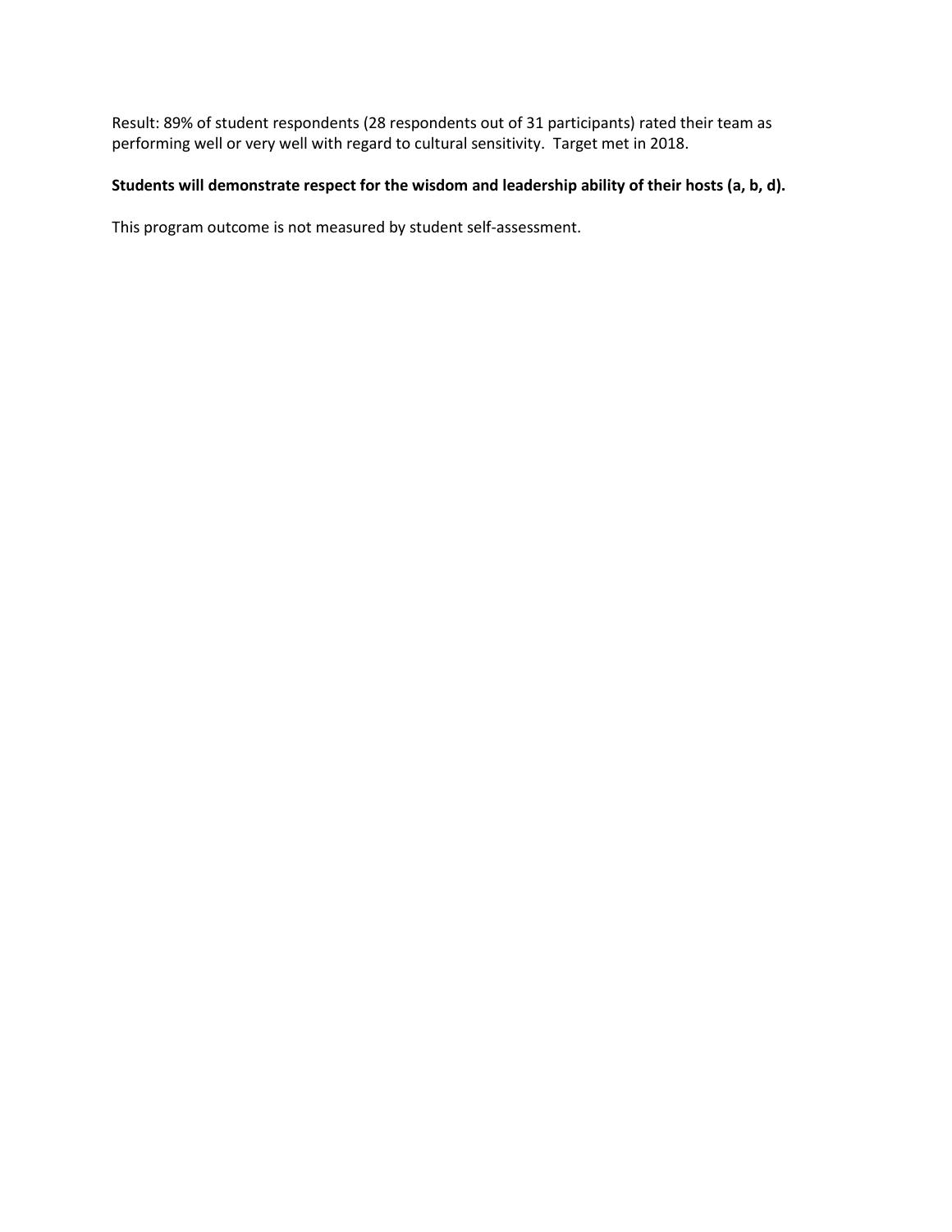Result: 89% of student respondents (28 respondents out of 31 participants) rated their team as performing well or very well with regard to cultural sensitivity. Target met in 2018.

**Students will demonstrate respect for the wisdom and leadership ability of their hosts (a, b, d).**

This program outcome is not measured by student self-assessment.